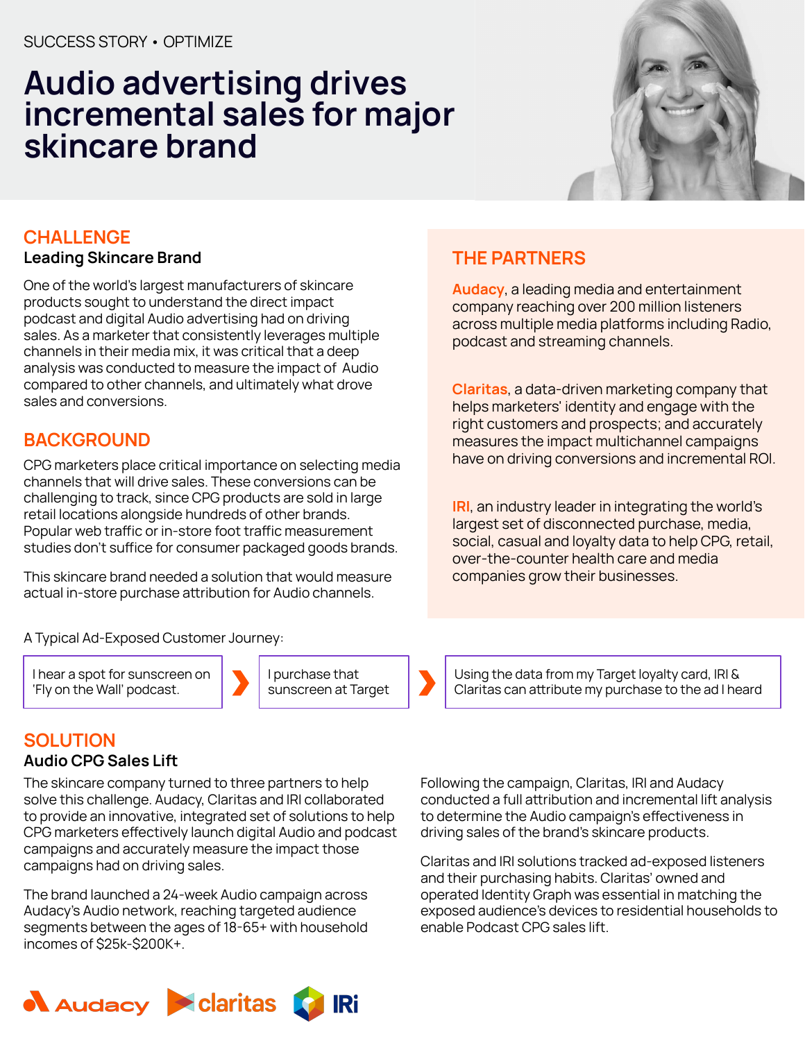SUCCESS STORY • OPTIMIZE

# Audio advertising drives incremental sales for major skincare brand

## CHALLENGE

### Leading Skincare Brand

One of the world's largest manufacturers of skincare products sought to understand the direct impact podcast and digital Audio advertising had on driving sales. As a marketer that consistently leverages multiple channels in their media mix, it was critical that a deep analysis was conducted to measure the impact of Audio compared to other channels, and ultimately what drove sales and conversions.

## BACKGROUND

CPG marketers place critical importance on selecting media channels that will drive sales. These conversions can be challenging to track, since CPG products are sold in large retail locations alongside hundreds of other brands. Popular web traffic or in-store foot traffic measurement studies don't suffice for consumer packaged goods brands.

This skincare brand needed a solution that would measure actual in-store purchase attribution for Audio channels.

## THE PARTNERS

**Audacy**, a leading media and entertainment company reaching over 200 million listeners across multiple media platforms including Radio, podcast and streaming channels.

**Claritas**, a data-driven marketing company that helps marketers' identity and engage with the right customers and prospects; and accurately measures the impact multichannel campaigns have on driving conversions and incremental ROI.

**IRI**, an industry leader in integrating the world's largest set of disconnected purchase, media, social, casual and loyalty data to help CPG, retail, over-the-counter health care and media companies grow their businesses.

A Typical Ad-Exposed Customer Journey:

I hear a spot for sunscreen on 'Fly on the Wall' podcast. › I purchase that sunscreen at Target › Using the data from my Target loyalty card, IRI & Claritas can attribute my purchase to the ad I heard

## SOLUTION

### Audio CPG Sales Lift

The skincare company turned to three partners to help solve this challenge. Audacy, Claritas and IRI collaborated to provide an innovative, integrated set of solutions to help CPG marketers effectively launch digital Audio and podcast campaigns and accurately measure the impact those campaigns had on driving sales.

The brand launched a 24-week Audio campaign across Audacy's Audio network, reaching targeted audience segments between the ages of 18-65+ with household incomes of $25k-$200K+.

Following the campaign, Claritas, IRI and Audacy conducted a full attribution and incremental lift analysis to determine the Audio campaign's effectiveness in driving sales of the brand's skincare products.

Claritas and IRI solutions tracked ad-exposed listeners and their purchasing habits. Claritas' owned and operated Identity Graph was essential in matching the exposed audience's devices to residential households to enable Podcast CPG sales lift.

Audacy claritas IRi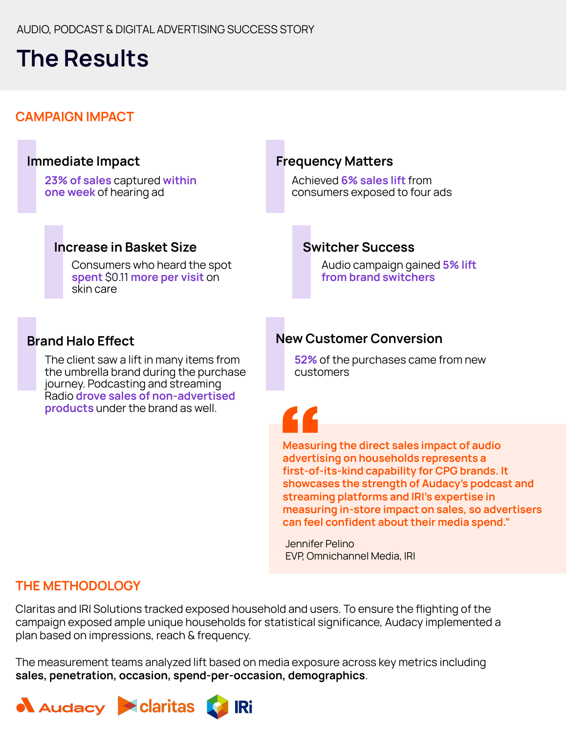AUDIO, PODCAST & DIGITAL ADVERTISING SUCCESS STORY

# The Results

## CAMPAIGN IMPACT

### Immediate Impact

**23% of sales** captured **within one week** of hearing ad

### Frequency Matters

Achieved **6% sales lift** from consumers exposed to four ads

### Increase in Basket Size

Consumers who heard the spot **spent** $0.11 **more per visit** on skin care

### Switcher Success

Audio campaign gained **5% lift from brand switchers**

### Brand Halo Effect

The client saw a lift in many items from the umbrella brand during the purchase journey. Podcasting and streaming Radio **drove sales of non-advertised products** under the brand as well.

### New Customer Conversion

**52%** of the purchases came from new customers

> **Measuring the direct sales impact of audio advertising on households represents a first-of-its-kind capability for CPG brands. It showcases the strength of Audacy's podcast and streaming platforms and IRI's expertise in measuring in-store impact on sales, so advertisers can feel confident about their media spend."**
>
> Jennifer Pelino
> EVP, Omnichannel Media, IRI

## THE METHODOLOGY

Claritas and IRI Solutions tracked exposed household and users. To ensure the flighting of the campaign exposed ample unique households for statistical significance, Audacy implemented a plan based on impressions, reach & frequency.

The measurement teams analyzed lift based on media exposure across key metrics including **sales, penetration, occasion, spend-per-occasion, demographics**.

Audacy claritas IRi